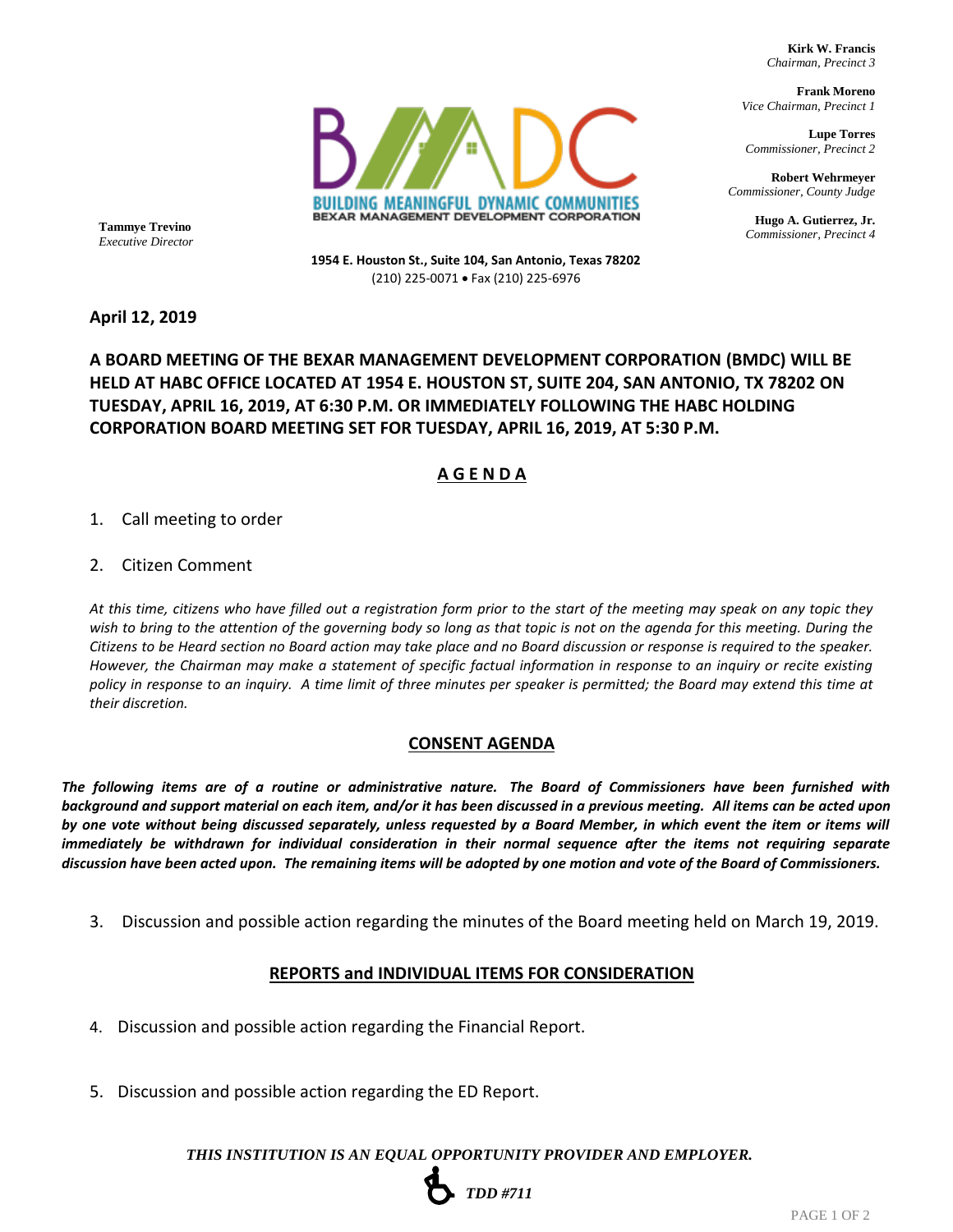Kirk W. Francis
*Chairman, Precinct 3*

Frank Moreno
*Vice Chairman, Precinct 1*

Lupe Torres
*Commissioner, Precinct 2*

Robert Wehrmeyer
*Commissioner, County Judge*

Hugo A. Gutierrez, Jr.
*Commissioner, Precinct 4*

BMDC
BUILDING MEANINGFUL DYNAMIC COMMUNITIES
BEXAR MANAGEMENT DEVELOPMENT CORPORATION

Tammye Trevino
*Executive Director*

**1954 E. Houston St., Suite 104, San Antonio, Texas 78202**
(210) 225-0071 • Fax (210) 225-6976

**April 12, 2019**

**A BOARD MEETING OF THE BEXAR MANAGEMENT DEVELOPMENT CORPORATION (BMDC) WILL BE HELD AT HABC OFFICE LOCATED AT 1954 E. HOUSTON ST, SUITE 204, SAN ANTONIO, TX 78202 ON TUESDAY, APRIL 16, 2019, AT 6:30 P.M. OR IMMEDIATELY FOLLOWING THE HABC HOLDING CORPORATION BOARD MEETING SET FOR TUESDAY, APRIL 16, 2019, AT 5:30 P.M.**

## A G E N D A

1. Call meeting to order

2. Citizen Comment

*At this time, citizens who have filled out a registration form prior to the start of the meeting may speak on any topic they wish to bring to the attention of the governing body so long as that topic is not on the agenda for this meeting. During the Citizens to be Heard section no Board action may take place and no Board discussion or response is required to the speaker. However, the Chairman may make a statement of specific factual information in response to an inquiry or recite existing policy in response to an inquiry. A time limit of three minutes per speaker is permitted; the Board may extend this time at their discretion.*

## CONSENT AGENDA

***The following items are of a routine or administrative nature. The Board of Commissioners have been furnished with background and support material on each item, and/or it has been discussed in a previous meeting. All items can be acted upon by one vote without being discussed separately, unless requested by a Board Member, in which event the item or items will immediately be withdrawn for individual consideration in their normal sequence after the items not requiring separate discussion have been acted upon. The remaining items will be adopted by one motion and vote of the Board of Commissioners.***

3. Discussion and possible action regarding the minutes of the Board meeting held on March 19, 2019.

## REPORTS and INDIVIDUAL ITEMS FOR CONSIDERATION

4. Discussion and possible action regarding the Financial Report.

5. Discussion and possible action regarding the ED Report.

***THIS INSTITUTION IS AN EQUAL OPPORTUNITY PROVIDER AND EMPLOYER.***

***TDD #711***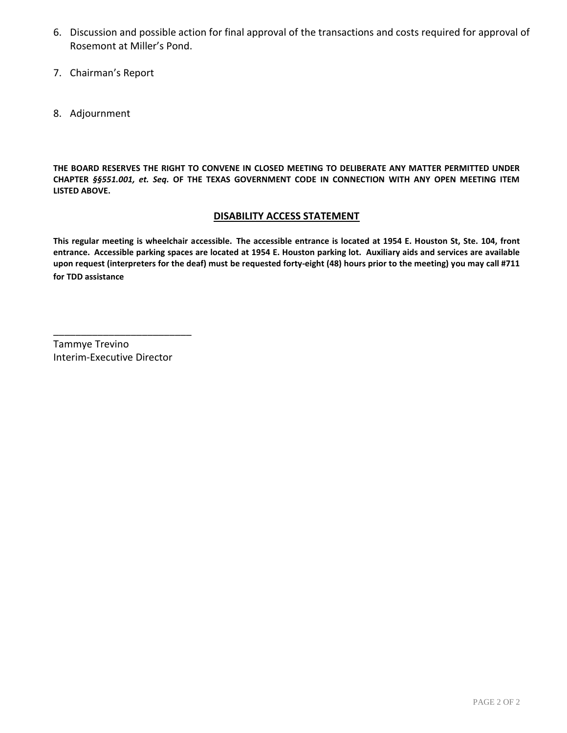6. Discussion and possible action for final approval of the transactions and costs required for approval of Rosemont at Miller's Pond.

7. Chairman's Report

8. Adjournment

**THE BOARD RESERVES THE RIGHT TO CONVENE IN CLOSED MEETING TO DELIBERATE ANY MATTER PERMITTED UNDER CHAPTER *§§551.001, et. Seq.* OF THE TEXAS GOVERNMENT CODE IN CONNECTION WITH ANY OPEN MEETING ITEM LISTED ABOVE.**

## DISABILITY ACCESS STATEMENT

**This regular meeting is wheelchair accessible. The accessible entrance is located at 1954 E. Houston St, Ste. 104, front entrance. Accessible parking spaces are located at 1954 E. Houston parking lot. Auxiliary aids and services are available upon request (interpreters for the deaf) must be requested forty-eight (48) hours prior to the meeting) you may call #711 for TDD assistance**

___________________________

Tammye Trevino
Interim-Executive Director